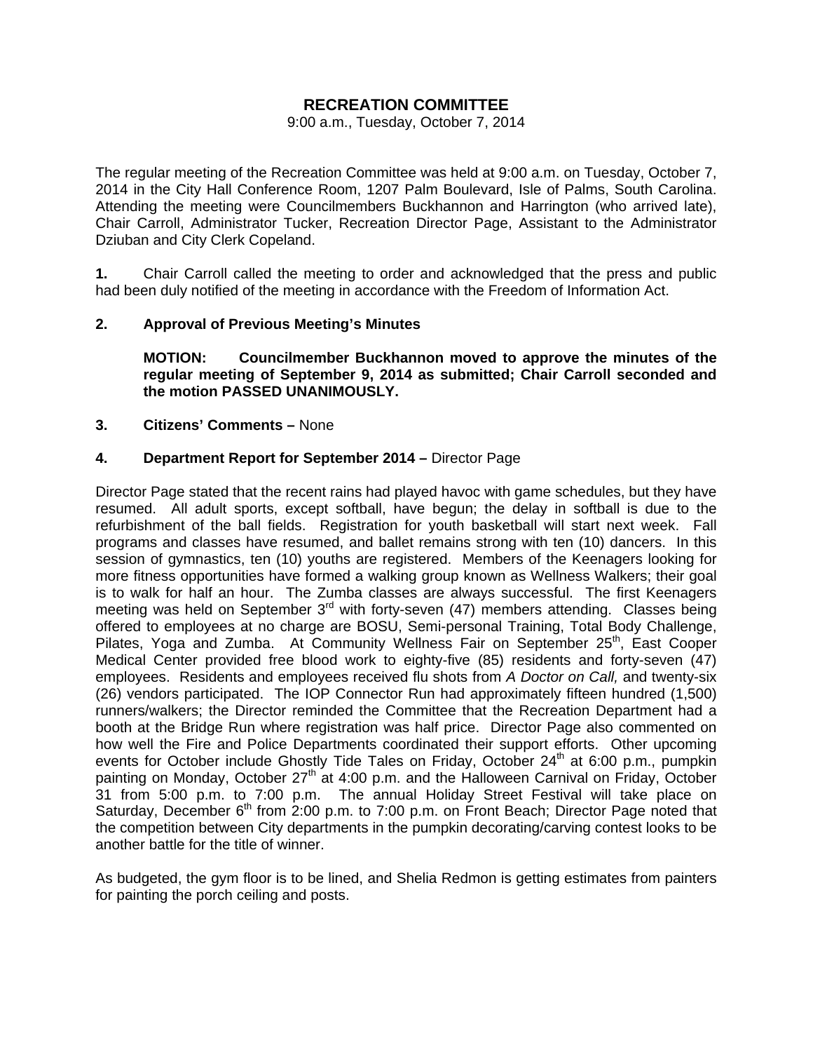# RECREATION COMMITTEE

9:00 a.m., Tuesday, October 7, 2014

The regular meeting of the Recreation Committee was held at 9:00 a.m. on Tuesday, October 7, 2014 in the City Hall Conference Room, 1207 Palm Boulevard, Isle of Palms, South Carolina. Attending the meeting were Councilmembers Buckhannon and Harrington (who arrived late), Chair Carroll, Administrator Tucker, Recreation Director Page, Assistant to the Administrator Dziuban and City Clerk Copeland.

**1.** Chair Carroll called the meeting to order and acknowledged that the press and public had been duly notified of the meeting in accordance with the Freedom of Information Act.

**2. Approval of Previous Meeting's Minutes**

**MOTION: Councilmember Buckhannon moved to approve the minutes of the regular meeting of September 9, 2014 as submitted; Chair Carroll seconded and the motion PASSED UNANIMOUSLY.**

**3. Citizens' Comments –** None

**4. Department Report for September 2014 –** Director Page

Director Page stated that the recent rains had played havoc with game schedules, but they have resumed. All adult sports, except softball, have begun; the delay in softball is due to the refurbishment of the ball fields. Registration for youth basketball will start next week. Fall programs and classes have resumed, and ballet remains strong with ten (10) dancers. In this session of gymnastics, ten (10) youths are registered. Members of the Keenagers looking for more fitness opportunities have formed a walking group known as Wellness Walkers; their goal is to walk for half an hour. The Zumba classes are always successful. The first Keenagers meeting was held on September 3rd with forty-seven (47) members attending. Classes being offered to employees at no charge are BOSU, Semi-personal Training, Total Body Challenge, Pilates, Yoga and Zumba. At Community Wellness Fair on September 25th, East Cooper Medical Center provided free blood work to eighty-five (85) residents and forty-seven (47) employees. Residents and employees received flu shots from *A Doctor on Call,* and twenty-six (26) vendors participated. The IOP Connector Run had approximately fifteen hundred (1,500) runners/walkers; the Director reminded the Committee that the Recreation Department had a booth at the Bridge Run where registration was half price. Director Page also commented on how well the Fire and Police Departments coordinated their support efforts. Other upcoming events for October include Ghostly Tide Tales on Friday, October 24th at 6:00 p.m., pumpkin painting on Monday, October 27th at 4:00 p.m. and the Halloween Carnival on Friday, October 31 from 5:00 p.m. to 7:00 p.m. The annual Holiday Street Festival will take place on Saturday, December 6th from 2:00 p.m. to 7:00 p.m. on Front Beach; Director Page noted that the competition between City departments in the pumpkin decorating/carving contest looks to be another battle for the title of winner.

As budgeted, the gym floor is to be lined, and Shelia Redmon is getting estimates from painters for painting the porch ceiling and posts.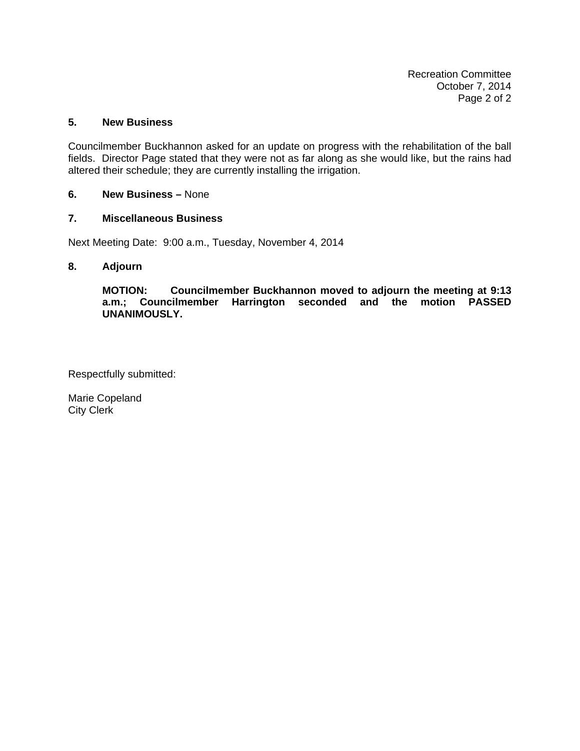**5. New Business**

Councilmember Buckhannon asked for an update on progress with the rehabilitation of the ball fields. Director Page stated that they were not as far along as she would like, but the rains had altered their schedule; they are currently installing the irrigation.

**6. New Business –** None

**7. Miscellaneous Business**

Next Meeting Date: 9:00 a.m., Tuesday, November 4, 2014

**8. Adjourn**

**MOTION: Councilmember Buckhannon moved to adjourn the meeting at 9:13 a.m.; Councilmember Harrington seconded and the motion PASSED UNANIMOUSLY.**

Respectfully submitted:

Marie Copeland
City Clerk